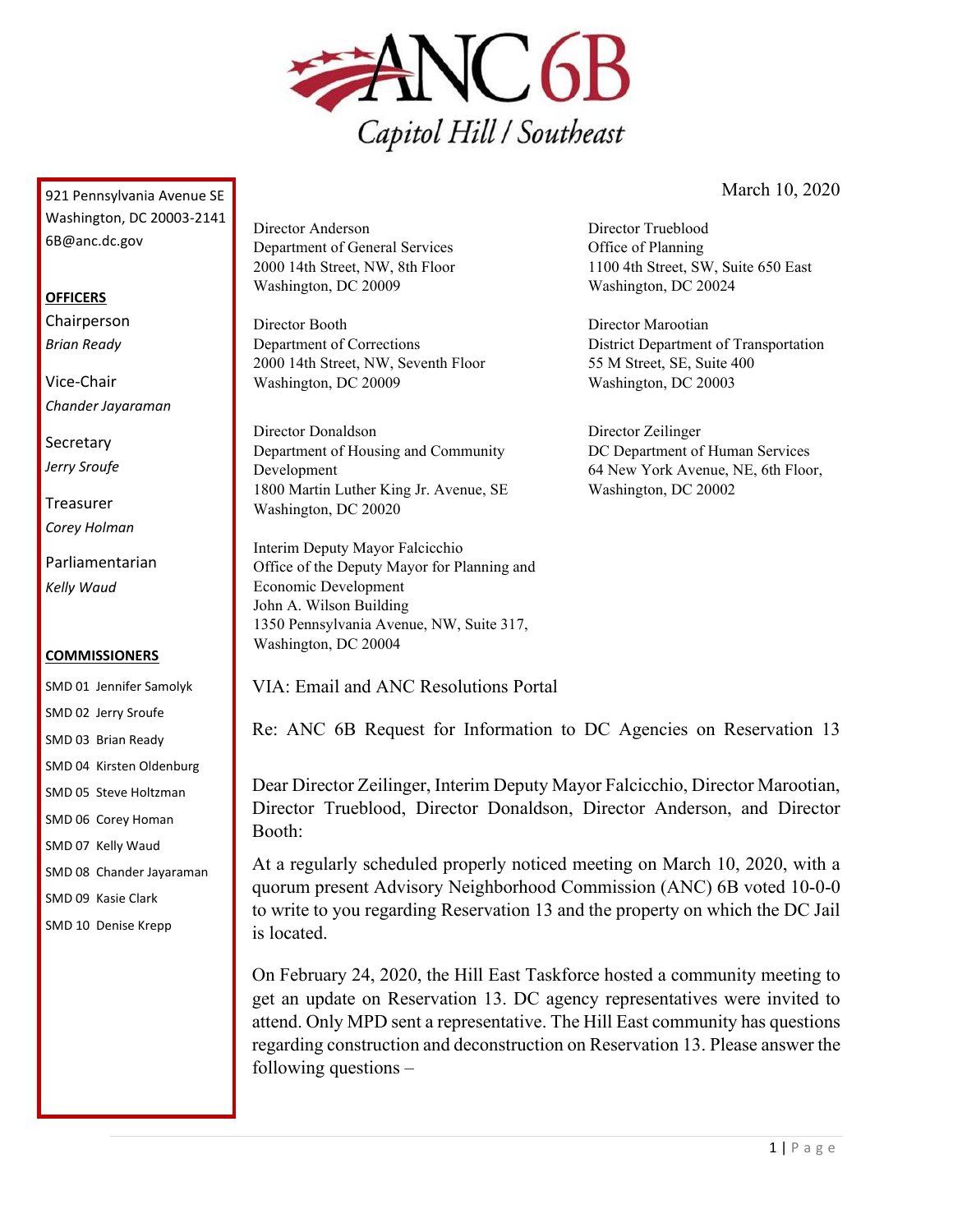# ANC 6B

Capitol Hill / Southeast

921 Pennsylvania Avenue SE
Washington, DC 20003-2141
6B@anc.dc.gov

**OFFICERS**

Chairperson
*Brian Ready*

Vice-Chair
*Chander Jayaraman*

Secretary
*Jerry Sroufe*

Treasurer
*Corey Holman*

Parliamentarian
*Kelly Waud*

**COMMISSIONERS**

SMD 01 Jennifer Samolyk
SMD 02 Jerry Sroufe
SMD 03 Brian Ready
SMD 04 Kirsten Oldenburg
SMD 05 Steve Holtzman
SMD 06 Corey Homan
SMD 07 Kelly Waud
SMD 08 Chander Jayaraman
SMD 09 Kasie Clark
SMD 10 Denise Krepp

March 10, 2020

Director Anderson
Department of General Services
2000 14th Street, NW, 8th Floor
Washington, DC 20009

Director Booth
Department of Corrections
2000 14th Street, NW, Seventh Floor
Washington, DC 20009

Director Donaldson
Department of Housing and Community Development
1800 Martin Luther King Jr. Avenue, SE
Washington, DC 20020

Interim Deputy Mayor Falcicchio
Office of the Deputy Mayor for Planning and Economic Development
John A. Wilson Building
1350 Pennsylvania Avenue, NW, Suite 317,
Washington, DC 20004

Director Trueblood
Office of Planning
1100 4th Street, SW, Suite 650 East
Washington, DC 20024

Director Marootian
District Department of Transportation
55 M Street, SE, Suite 400
Washington, DC 20003

Director Zeilinger
DC Department of Human Services
64 New York Avenue, NE, 6th Floor,
Washington, DC 20002

VIA: Email and ANC Resolutions Portal

Re: ANC 6B Request for Information to DC Agencies on Reservation 13

Dear Director Zeilinger, Interim Deputy Mayor Falcicchio, Director Marootian, Director Trueblood, Director Donaldson, Director Anderson, and Director Booth:

At a regularly scheduled properly noticed meeting on March 10, 2020, with a quorum present Advisory Neighborhood Commission (ANC) 6B voted 10-0-0 to write to you regarding Reservation 13 and the property on which the DC Jail is located.

On February 24, 2020, the Hill East Taskforce hosted a community meeting to get an update on Reservation 13. DC agency representatives were invited to attend. Only MPD sent a representative. The Hill East community has questions regarding construction and deconstruction on Reservation 13. Please answer the following questions –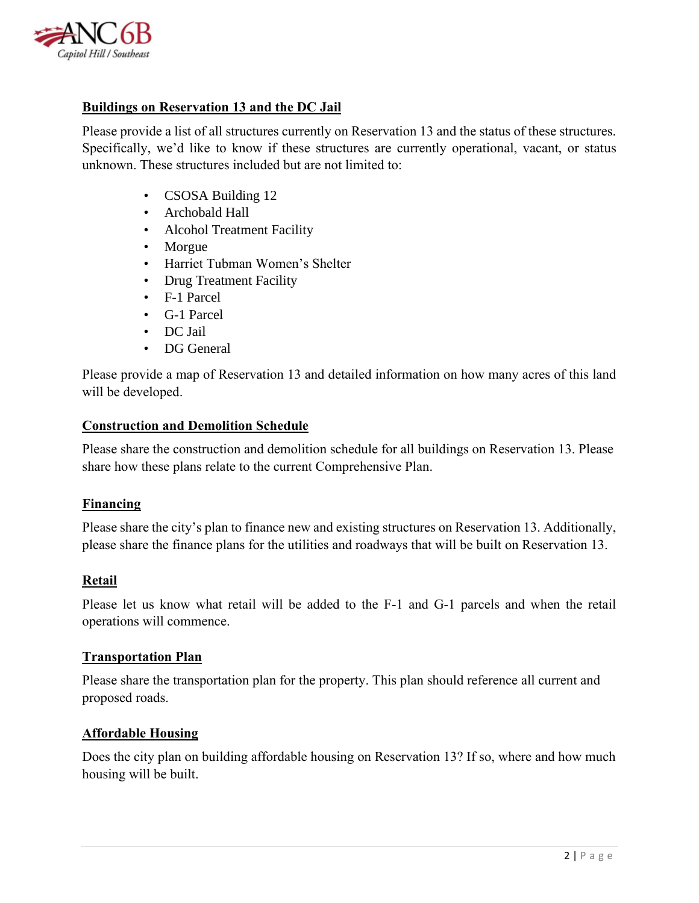## Buildings on Reservation 13 and the DC Jail

Please provide a list of all structures currently on Reservation 13 and the status of these structures. Specifically, we'd like to know if these structures are currently operational, vacant, or status unknown. These structures included but are not limited to:

- CSOSA Building 12
- Archobald Hall
- Alcohol Treatment Facility
- Morgue
- Harriet Tubman Women's Shelter
- Drug Treatment Facility
- F-1 Parcel
- G-1 Parcel
- DC Jail
- DG General

Please provide a map of Reservation 13 and detailed information on how many acres of this land will be developed.

## Construction and Demolition Schedule

Please share the construction and demolition schedule for all buildings on Reservation 13. Please share how these plans relate to the current Comprehensive Plan.

## Financing

Please share the city's plan to finance new and existing structures on Reservation 13. Additionally, please share the finance plans for the utilities and roadways that will be built on Reservation 13.

## Retail

Please let us know what retail will be added to the F-1 and G-1 parcels and when the retail operations will commence.

## Transportation Plan

Please share the transportation plan for the property. This plan should reference all current and proposed roads.

## Affordable Housing

Does the city plan on building affordable housing on Reservation 13? If so, where and how much housing will be built.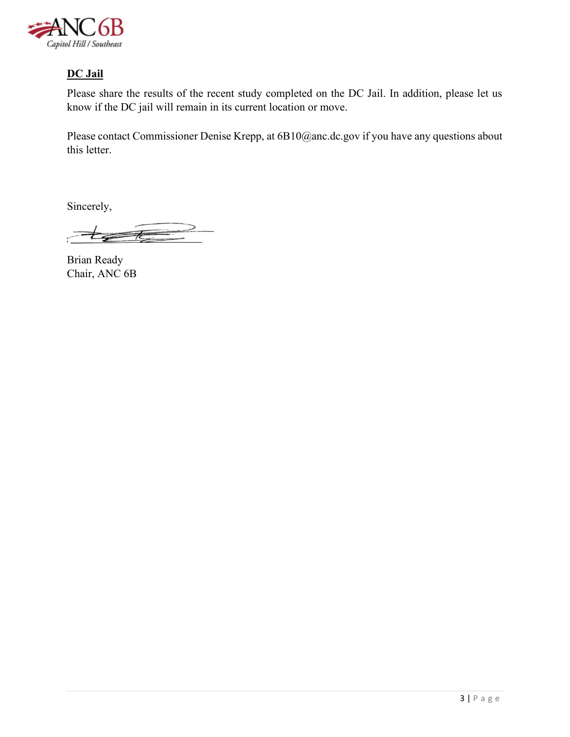**DC Jail**

Please share the results of the recent study completed on the DC Jail. In addition, please let us know if the DC jail will remain in its current location or move.

Please contact Commissioner Denise Krepp, at 6B10@anc.dc.gov if you have any questions about this letter.

Sincerely,

Brian Ready
Chair, ANC 6B